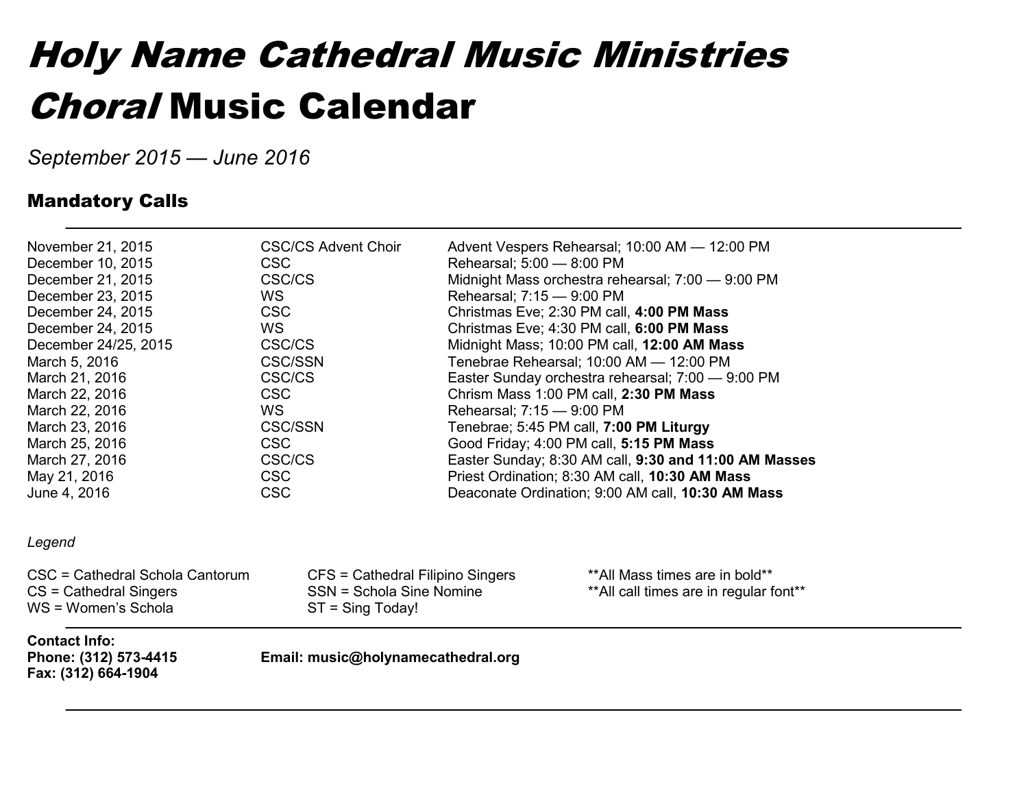# *Holy Name Cathedral Music Ministries*
# *Choral* Music Calendar

*September 2015 — June 2016*

## Mandatory Calls

| | | |
|---|---|---|
| November 21, 2015 | CSC/CS Advent Choir | Advent Vespers Rehearsal; 10:00 AM — 12:00 PM |
| December 10, 2015 | CSC | Rehearsal; 5:00 — 8:00 PM |
| December 21, 2015 | CSC/CS | Midnight Mass orchestra rehearsal; 7:00 — 9:00 PM |
| December 23, 2015 | WS | Rehearsal; 7:15 — 9:00 PM |
| December 24, 2015 | CSC | Christmas Eve; 2:30 PM call, **4:00 PM Mass** |
| December 24, 2015 | WS | Christmas Eve; 4:30 PM call, **6:00 PM Mass** |
| December 24/25, 2015 | CSC/CS | Midnight Mass; 10:00 PM call, **12:00 AM Mass** |
| March 5, 2016 | CSC/SSN | Tenebrae Rehearsal; 10:00 AM — 12:00 PM |
| March 21, 2016 | CSC/CS | Easter Sunday orchestra rehearsal; 7:00 — 9:00 PM |
| March 22, 2016 | CSC | Chrism Mass 1:00 PM call, **2:30 PM Mass** |
| March 22, 2016 | WS | Rehearsal; 7:15 — 9:00 PM |
| March 23, 2016 | CSC/SSN | Tenebrae; 5:45 PM call, **7:00 PM Liturgy** |
| March 25, 2016 | CSC | Good Friday; 4:00 PM call, **5:15 PM Mass** |
| March 27, 2016 | CSC/CS | Easter Sunday; 8:30 AM call, **9:30 and 11:00 AM Masses** |
| May 21, 2016 | CSC | Priest Ordination; 8:30 AM call, **10:30 AM Mass** |
| June 4, 2016 | CSC | Deaconate Ordination; 9:00 AM call, **10:30 AM Mass** |

*Legend*

CSC = Cathedral Schola Cantorum
CS = Cathedral Singers
WS = Women's Schola

CFS = Cathedral Filipino Singers
SSN = Schola Sine Nomine
ST = Sing Today!

**All Mass times are in bold**
**All call times are in regular font**

**Contact Info:**
**Phone: (312) 573-4415**
**Fax: (312) 664-1904**
**Email: music@holynamecathedral.org**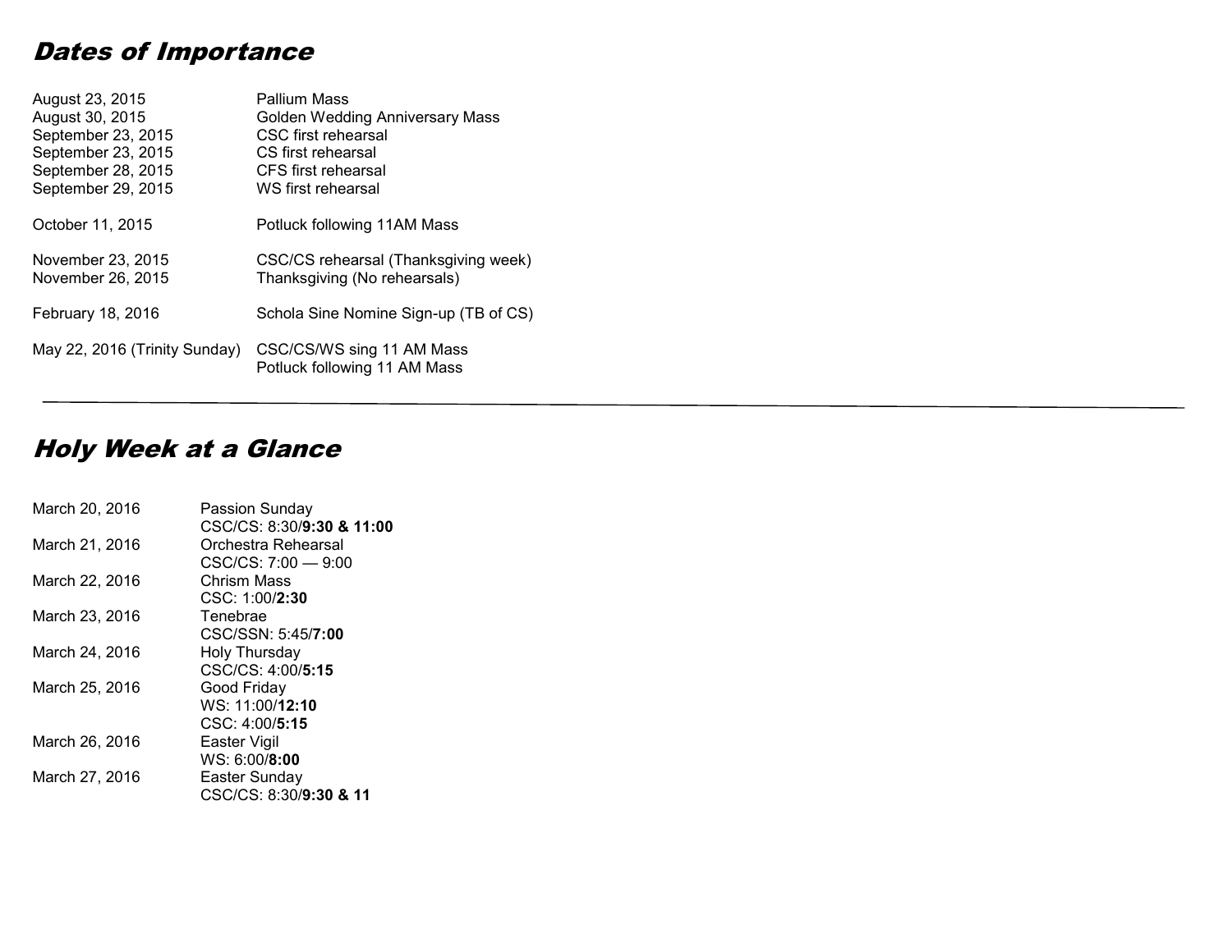## *Dates of Importance*

| | |
|---|---|
| August 23, 2015 | Pallium Mass |
| August 30, 2015 | Golden Wedding Anniversary Mass |
| September 23, 2015 | CSC first rehearsal |
| September 23, 2015 | CS first rehearsal |
| September 28, 2015 | CFS first rehearsal |
| September 29, 2015 | WS first rehearsal |
| October 11, 2015 | Potluck following 11AM Mass |
| November 23, 2015 | CSC/CS rehearsal (Thanksgiving week) |
| November 26, 2015 | Thanksgiving (No rehearsals) |
| February 18, 2016 | Schola Sine Nomine Sign-up (TB of CS) |
| May 22, 2016 (Trinity Sunday) | CSC/CS/WS sing 11 AM Mass<br>Potluck following 11 AM Mass |

---

## *Holy Week at a Glance*

| | |
|---|---|
| March 20, 2016 | Passion Sunday<br>CSC/CS: 8:30/**9:30 & 11:00** |
| March 21, 2016 | Orchestra Rehearsal<br>CSC/CS: 7:00 — 9:00 |
| March 22, 2016 | Chrism Mass<br>CSC: 1:00/**2:30** |
| March 23, 2016 | Tenebrae<br>CSC/SSN: 5:45/**7:00** |
| March 24, 2016 | Holy Thursday<br>CSC/CS: 4:00/**5:15** |
| March 25, 2016 | Good Friday<br>WS: 11:00/**12:10**<br>CSC: 4:00/**5:15** |
| March 26, 2016 | Easter Vigil<br>WS: 6:00/**8:00** |
| March 27, 2016 | Easter Sunday<br>CSC/CS: 8:30/**9:30 & 11** |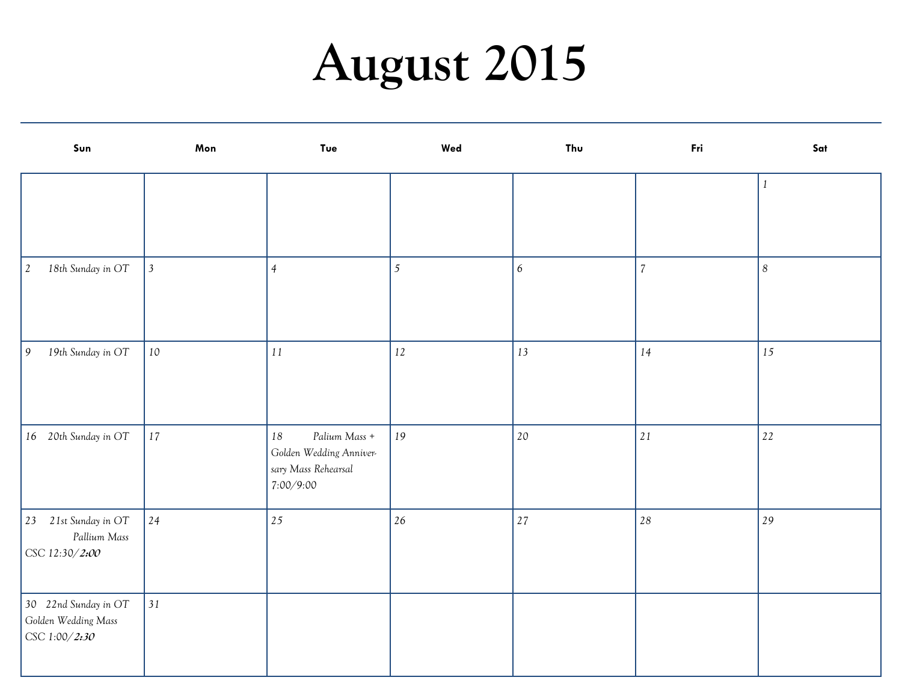# August 2015

| Sun | Mon | Tue | Wed | Thu | Fri | Sat |
|---|---|---|---|---|---|---|
| | | | | | | *1* |
| *2 18th Sunday in OT* | *3* | *4* | *5* | *6* | *7* | *8* |
| *9 19th Sunday in OT* | *10* | *11* | *12* | *13* | *14* | *15* |
| *16 20th Sunday in OT* | *17* | *18 Palium Mass + Golden Wedding Anniversary Mass Rehearsal 7:00/9:00* | *19* | *20* | *21* | *22* |
| *23 21st Sunday in OT Pallium Mass CSC 12:30/**2:00*** | *24* | *25* | *26* | *27* | *28* | *29* |
| *30 22nd Sunday in OT Golden Wedding Mass CSC 1:00/**2:30*** | *31* | | | | | |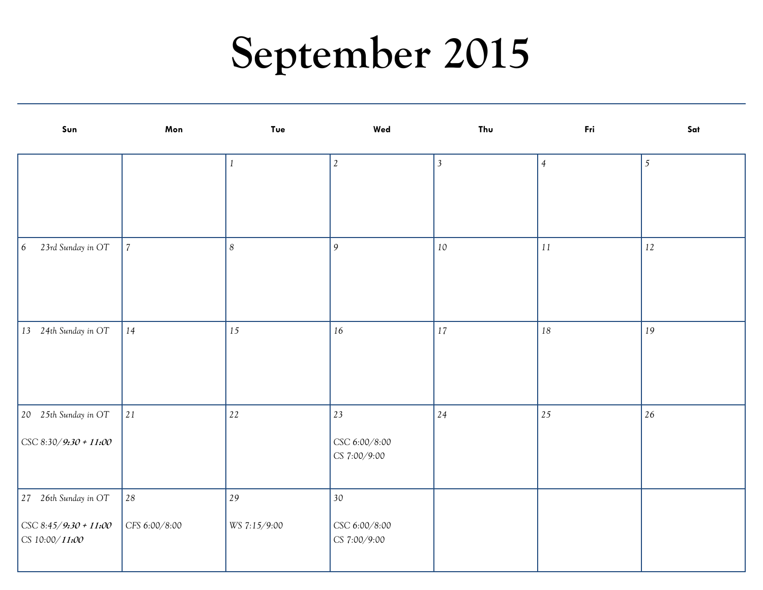# September 2015

| Sun | Mon | Tue | Wed | Thu | Fri | Sat |
|---|---|---|---|---|---|---|
| | | *1* | *2* | *3* | *4* | *5* |
| *6* *23rd Sunday in OT* | *7* | *8* | *9* | *10* | *11* | *12* |
| *13* *24th Sunday in OT* | *14* | *15* | *16* | *17* | *18* | *19* |
| *20* *25th Sunday in OT*<br><br>CSC 8:30/***9:30 + 11:00*** | *21* | *22* | *23*<br><br>CSC 6:00/8:00<br>CS 7:00/9:00 | *24* | *25* | *26* |
| *27* *26th Sunday in OT*<br><br>CSC 8:45/***9:30 + 11:00***<br>CS 10:00/***11:00*** | *28*<br><br>CFS 6:00/8:00 | *29*<br><br>WS 7:15/9:00 | *30*<br><br>CSC 6:00/8:00<br>CS 7:00/9:00 | | | |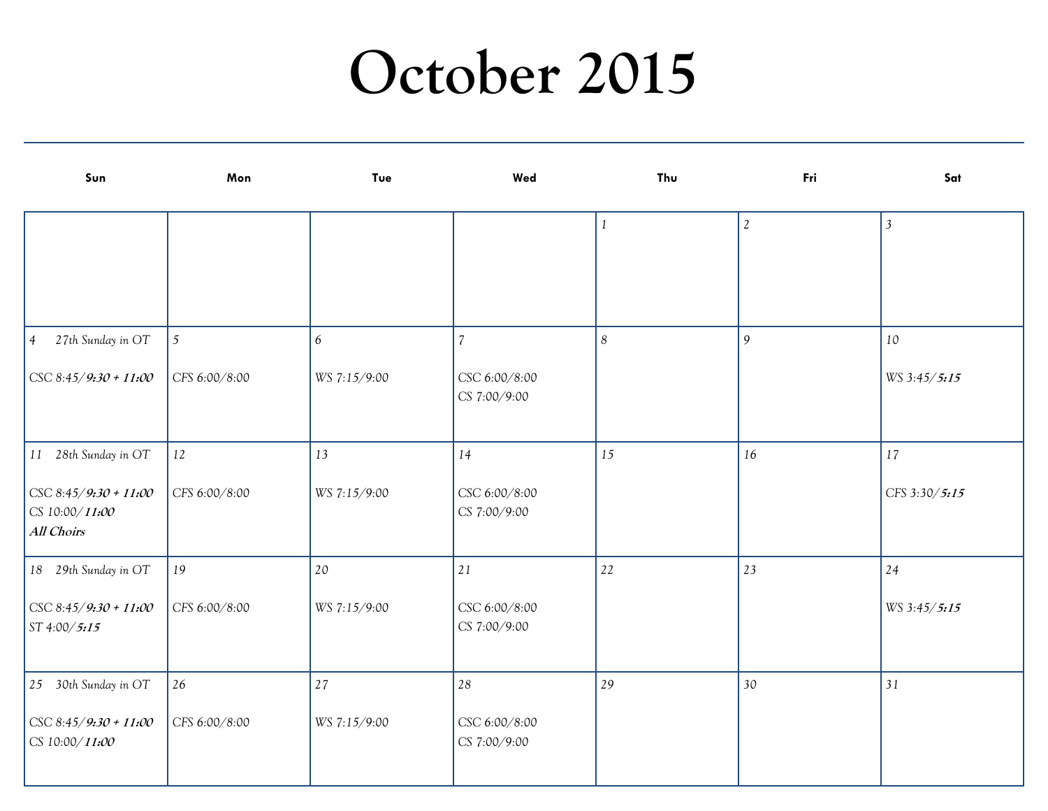# October 2015

| Sun | Mon | Tue | Wed | Thu | Fri | Sat |
|---|---|---|---|---|---|---|
| | | | | 1 | 2 | 3 |
| 4 *27th Sunday in OT*<br><br>CSC 8:45/***9:30 + 11:00*** | 5<br><br>CFS 6:00/8:00 | 6<br><br>WS 7:15/9:00 | 7<br><br>CSC 6:00/8:00<br>CS 7:00/9:00 | 8 | 9 | 10<br><br>WS 3:45/***5:15*** |
| 11 *28th Sunday in OT*<br><br>CSC 8:45/***9:30 + 11:00***<br>CS 10:00/***11:00***<br>***All Choirs*** | 12<br><br>CFS 6:00/8:00 | 13<br><br>WS 7:15/9:00 | 14<br><br>CSC 6:00/8:00<br>CS 7:00/9:00 | 15 | 16 | 17<br><br>CFS 3:30/***5:15*** |
| 18 *29th Sunday in OT*<br><br>CSC 8:45/***9:30 + 11:00***<br>ST 4:00/***5:15*** | 19<br><br>CFS 6:00/8:00 | 20<br><br>WS 7:15/9:00 | 21<br><br>CSC 6:00/8:00<br>CS 7:00/9:00 | 22 | 23 | 24<br><br>WS 3:45/***5:15*** |
| 25 *30th Sunday in OT*<br><br>CSC 8:45/***9:30 + 11:00***<br>CS 10:00/***11:00*** | 26<br><br>CFS 6:00/8:00 | 27<br><br>WS 7:15/9:00 | 28<br><br>CSC 6:00/8:00<br>CS 7:00/9:00 | 29 | 30 | 31 |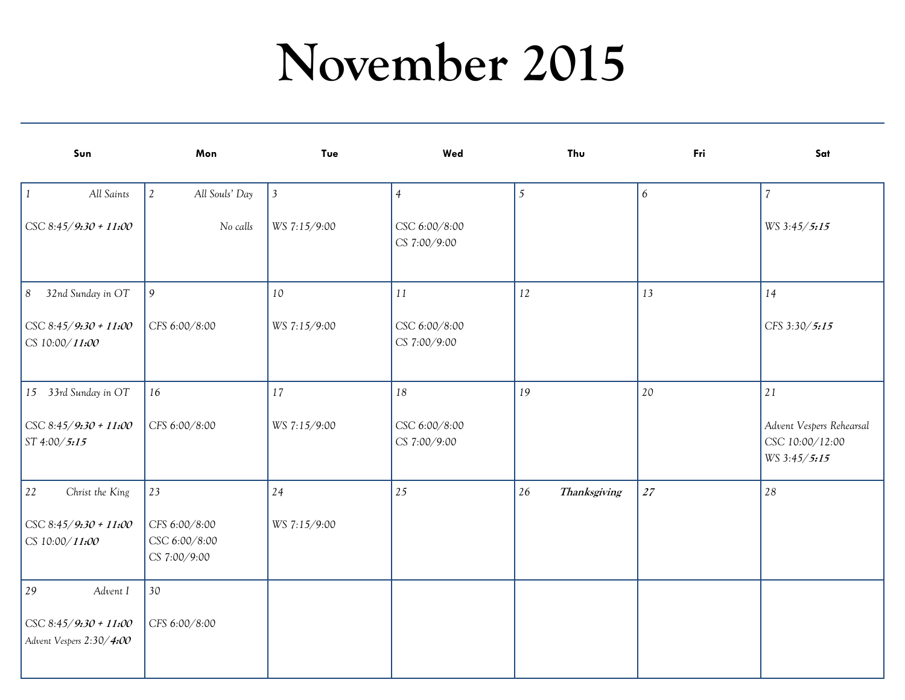# November 2015

| Sun | Mon | Tue | Wed | Thu | Fri | Sat |
|---|---|---|---|---|---|---|
| *1 All Saints*<br><br>*CSC 8:45/**9:30 + 11:00*** | *2 All Souls' Day*<br><br>*No calls* | *3*<br><br>*WS 7:15/9:00* | *4*<br><br>*CSC 6:00/8:00*<br>*CS 7:00/9:00* | *5* | *6* | *7*<br><br>*WS 3:45/**5:15*** |
| *8 32nd Sunday in OT*<br><br>*CSC 8:45/**9:30 + 11:00***<br>*CS 10:00/**11:00*** | *9*<br><br>*CFS 6:00/8:00* | *10*<br><br>*WS 7:15/9:00* | *11*<br><br>*CSC 6:00/8:00*<br>*CS 7:00/9:00* | *12* | *13* | *14*<br><br>*CFS 3:30/**5:15*** |
| *15 33rd Sunday in OT*<br><br>*CSC 8:45/**9:30 + 11:00***<br>*ST 4:00/**5:15*** | *16*<br><br>*CFS 6:00/8:00* | *17*<br><br>*WS 7:15/9:00* | *18*<br><br>*CSC 6:00/8:00*<br>*CS 7:00/9:00* | *19* | *20* | *21*<br><br>*Advent Vespers Rehearsal*<br>*CSC 10:00/12:00*<br>*WS 3:45/**5:15*** |
| *22 Christ the King*<br><br>*CSC 8:45/**9:30 + 11:00***<br>*CS 10:00/**11:00*** | *23*<br><br>*CFS 6:00/8:00*<br>*CSC 6:00/8:00*<br>*CS 7:00/9:00* | *24*<br><br>*WS 7:15/9:00* | *25* | *26* ***Thanksgiving*** | ***27*** | *28* |
| *29 Advent I*<br><br>*CSC 8:45/**9:30 + 11:00***<br>*Advent Vespers 2:30/**4:00*** | *30*<br><br>*CFS 6:00/8:00* | | | | | |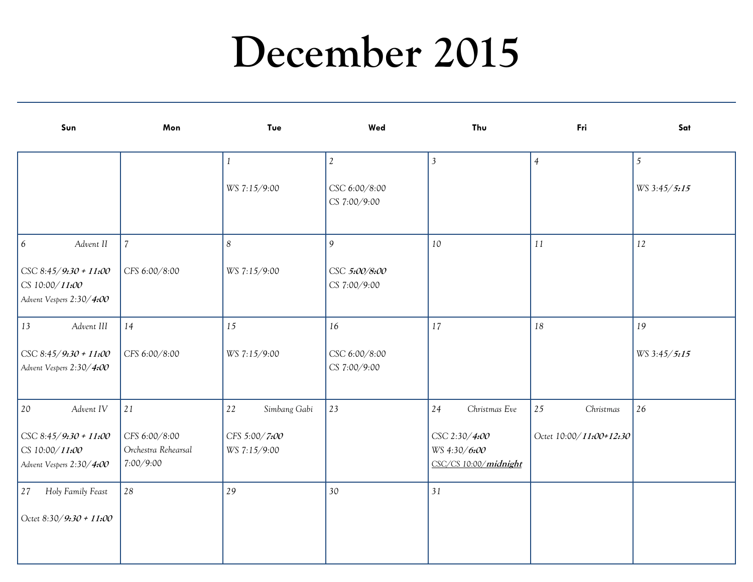# December 2015

| Sun | Mon | Tue | Wed | Thu | Fri | Sat |
|---|---|---|---|---|---|---|
| | | *1*<br><br>*WS 7:15/9:00* | *2*<br><br>*CSC 6:00/8:00*<br>*CS 7:00/9:00* | *3* | *4* | *5*<br><br>*WS 3:45/**5:15*** |
| *6* *Advent II*<br><br>*CSC 8:45/**9:30 + 11:00***<br>*CS 10:00/**11:00***<br>*Advent Vespers 2:30/**4:00*** | *7*<br><br>*CFS 6:00/8:00* | *8*<br><br>*WS 7:15/9:00* | *9*<br><br>*CSC **5:00/8:00***<br>*CS 7:00/9:00* | *10* | *11* | *12* |
| *13* *Advent III*<br><br>*CSC 8:45/**9:30 + 11:00***<br>*Advent Vespers 2:30/**4:00*** | *14*<br><br>*CFS 6:00/8:00* | *15*<br><br>*WS 7:15/9:00* | *16*<br><br>*CSC 6:00/8:00*<br>*CS 7:00/9:00* | *17* | *18* | *19*<br><br>*WS 3:45/**5:15*** |
| *20* *Advent IV*<br><br>*CSC 8:45/**9:30 + 11:00***<br>*CS 10:00/**11:00***<br>*Advent Vespers 2:30/**4:00*** | *21*<br><br>*CFS 6:00/8:00*<br>*Orchestra Rehearsal 7:00/9:00* | *22* *Simbang Gabi*<br><br>*CFS 5:00/**7:00***<br>*WS 7:15/9:00* | *23* | *24* *Christmas Eve*<br><br>*CSC 2:30/**4:00***<br>*WS 4:30/**6:00***<br>*CSC/CS 10:00/**midnight*** | *25* *Christmas*<br><br>*Octet 10:00/**11:00+12:30*** | *26* |
| *27* *Holy Family Feast*<br><br>*Octet 8:30/**9:30 + 11:00*** | *28* | *29* | *30* | *31* | | |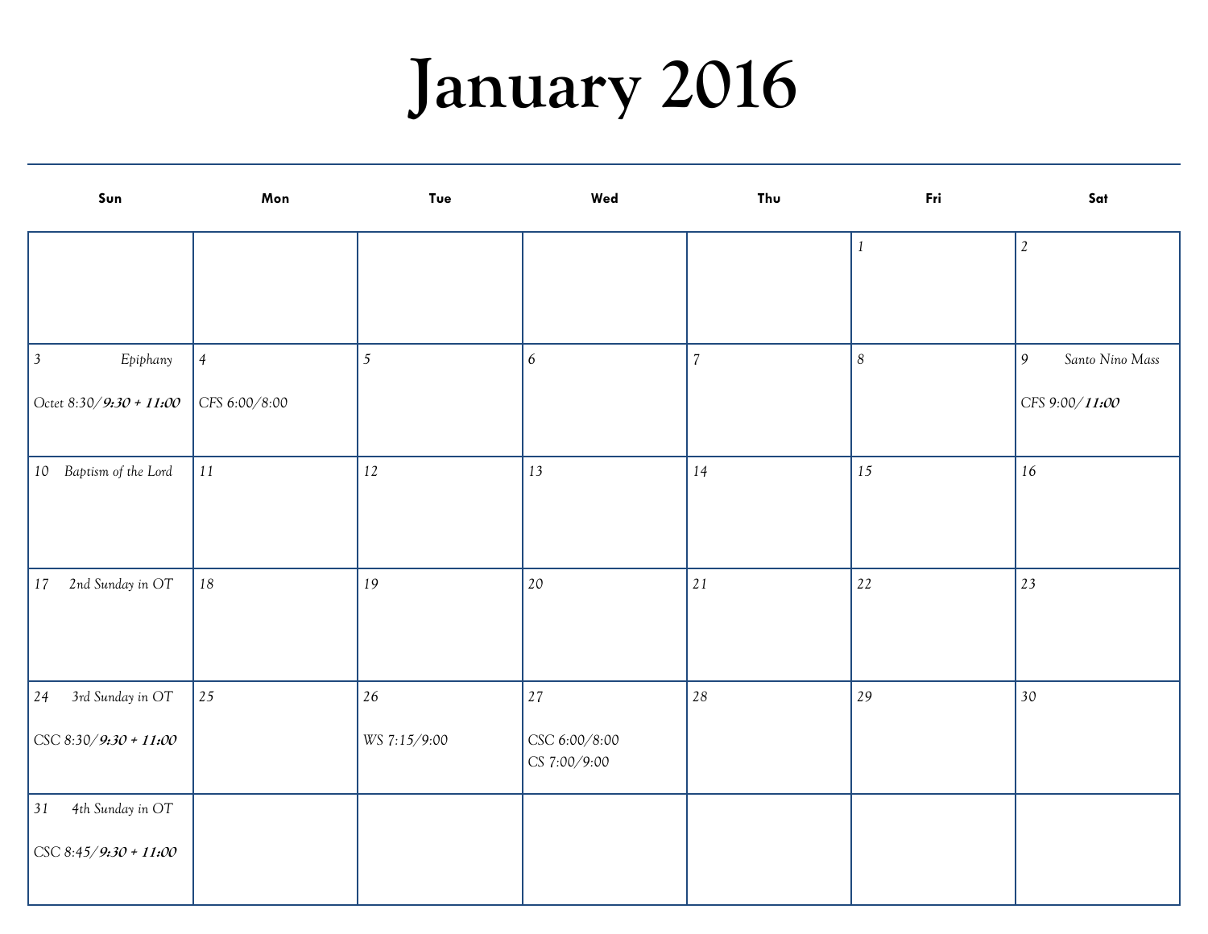# January 2016

| Sun | Mon | Tue | Wed | Thu | Fri | Sat |
|---|---|---|---|---|---|---|
| | | | | | *1* | *2* |
| *3* *Epiphany*<br><br>*Octet 8:30/**9:30 + 11:00*** | *4*<br><br>*CFS 6:00/8:00* | *5* | *6* | *7* | *8* | *9* *Santo Nino Mass*<br><br>*CFS 9:00/**11:00*** |
| *10* *Baptism of the Lord* | *11* | *12* | *13* | *14* | *15* | *16* |
| *17* *2nd Sunday in OT* | *18* | *19* | *20* | *21* | *22* | *23* |
| *24* *3rd Sunday in OT*<br><br>*CSC 8:30/**9:30 + 11:00*** | *25* | *26*<br><br>*WS 7:15/9:00* | *27*<br><br>*CSC 6:00/8:00*<br>*CS 7:00/9:00* | *28* | *29* | *30* |
| *31* *4th Sunday in OT*<br><br>*CSC 8:45/**9:30 + 11:00*** | | | | | | |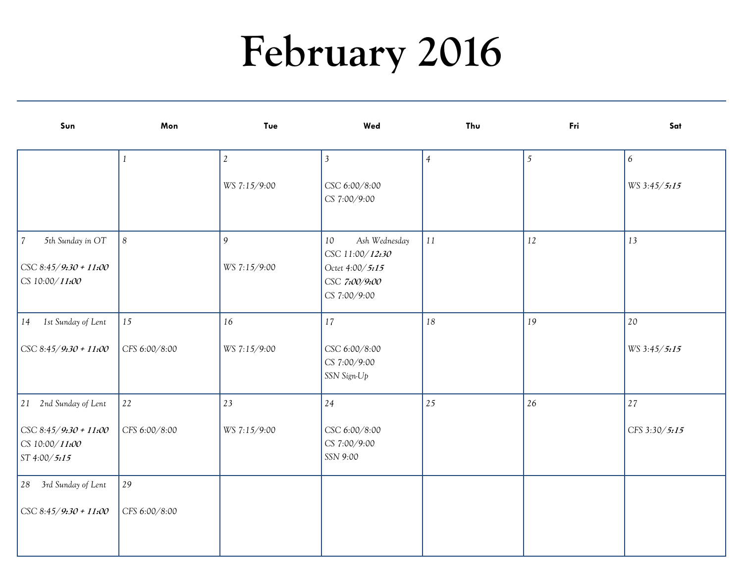# February 2016

| Sun | Mon | Tue | Wed | Thu | Fri | Sat |
|---|---|---|---|---|---|---|
| | *1* | *2*<br><br>*WS 7:15/9:00* | *3*<br><br>*CSC 6:00/8:00*<br>*CS 7:00/9:00* | *4* | *5* | *6*<br><br>*WS 3:45/**5:15*** |
| *7 5th Sunday in OT*<br><br>*CSC 8:45/**9:30 + 11:00***<br>*CS 10:00/**11:00*** | *8* | *9*<br><br>*WS 7:15/9:00* | *10 Ash Wednesday*<br>*CSC 11:00/**12:30***<br>*Octet 4:00/**5:15***<br>*CSC **7:00/9:00***<br>*CS 7:00/9:00* | *11* | *12* | *13* |
| *14 1st Sunday of Lent*<br><br>*CSC 8:45/**9:30 + 11:00*** | *15*<br><br>*CFS 6:00/8:00* | *16*<br><br>*WS 7:15/9:00* | *17*<br><br>*CSC 6:00/8:00*<br>*CS 7:00/9:00*<br>*SSN Sign-Up* | *18* | *19* | *20*<br><br>*WS 3:45/**5:15*** |
| *21 2nd Sunday of Lent*<br><br>*CSC 8:45/**9:30 + 11:00***<br>*CS 10:00/**11:00***<br>*ST 4:00/**5:15*** | *22*<br><br>*CFS 6:00/8:00* | *23*<br><br>*WS 7:15/9:00* | *24*<br><br>*CSC 6:00/8:00*<br>*CS 7:00/9:00*<br>*SSN 9:00* | *25* | *26* | *27*<br><br>*CFS 3:30/**5:15*** |
| *28 3rd Sunday of Lent*<br><br>*CSC 8:45/**9:30 + 11:00*** | *29*<br><br>*CFS 6:00/8:00* | | | | | |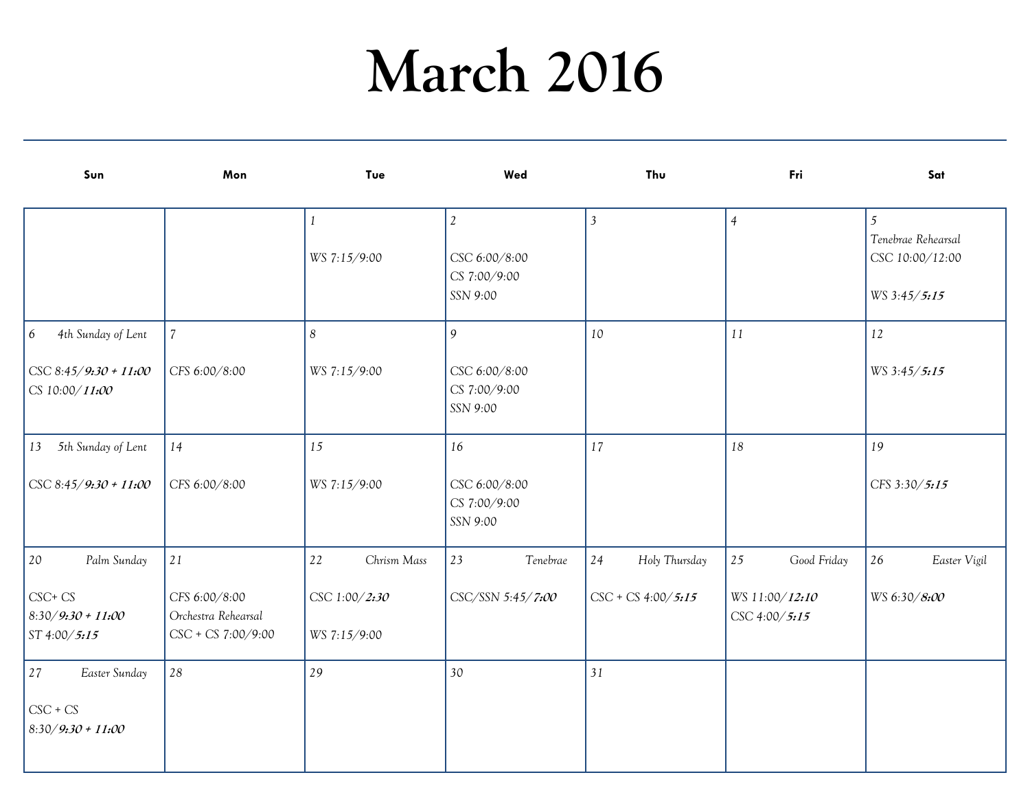# March 2016

| Sun | Mon | Tue | Wed | Thu | Fri | Sat |
|---|---|---|---|---|---|---|
| | | *1*<br><br>*WS 7:15/9:00* | *2*<br><br>*CSC 6:00/8:00*<br>*CS 7:00/9:00*<br>*SSN 9:00* | *3* | *4* | *5*<br>*Tenebrae Rehearsal*<br>*CSC 10:00/12:00*<br><br>*WS 3:45/**5:15*** |
| *6* *4th Sunday of Lent*<br><br>*CSC 8:45/**9:30 + 11:00***<br>*CS 10:00/**11:00*** | *7*<br><br>*CFS 6:00/8:00* | *8*<br><br>*WS 7:15/9:00* | *9*<br><br>*CSC 6:00/8:00*<br>*CS 7:00/9:00*<br>*SSN 9:00* | *10* | *11* | *12*<br><br>*WS 3:45/**5:15*** |
| *13* *5th Sunday of Lent*<br><br>*CSC 8:45/**9:30 + 11:00*** | *14*<br><br>*CFS 6:00/8:00* | *15*<br><br>*WS 7:15/9:00* | *16*<br><br>*CSC 6:00/8:00*<br>*CS 7:00/9:00*<br>*SSN 9:00* | *17* | *18* | *19*<br><br>*CFS 3:30/**5:15*** |
| *20* *Palm Sunday*<br><br>*CSC+ CS*<br>*8:30/**9:30 + 11:00***<br>*ST 4:00/**5:15*** | *21*<br><br>*CFS 6:00/8:00*<br>*Orchestra Rehearsal*<br>*CSC + CS 7:00/9:00* | *22* *Chrism Mass*<br><br>*CSC 1:00/**2:30***<br><br>*WS 7:15/9:00* | *23* *Tenebrae*<br><br>*CSC/SSN 5:45/**7:00*** | *24* *Holy Thursday*<br><br>*CSC + CS 4:00/**5:15*** | *25* *Good Friday*<br><br>*WS 11:00/**12:10***<br>*CSC 4:00/**5:15*** | *26* *Easter Vigil*<br><br>*WS 6:30/**8:00*** |
| *27* *Easter Sunday*<br><br>*CSC + CS*<br>*8:30/**9:30 + 11:00*** | *28* | *29* | *30* | *31* | | |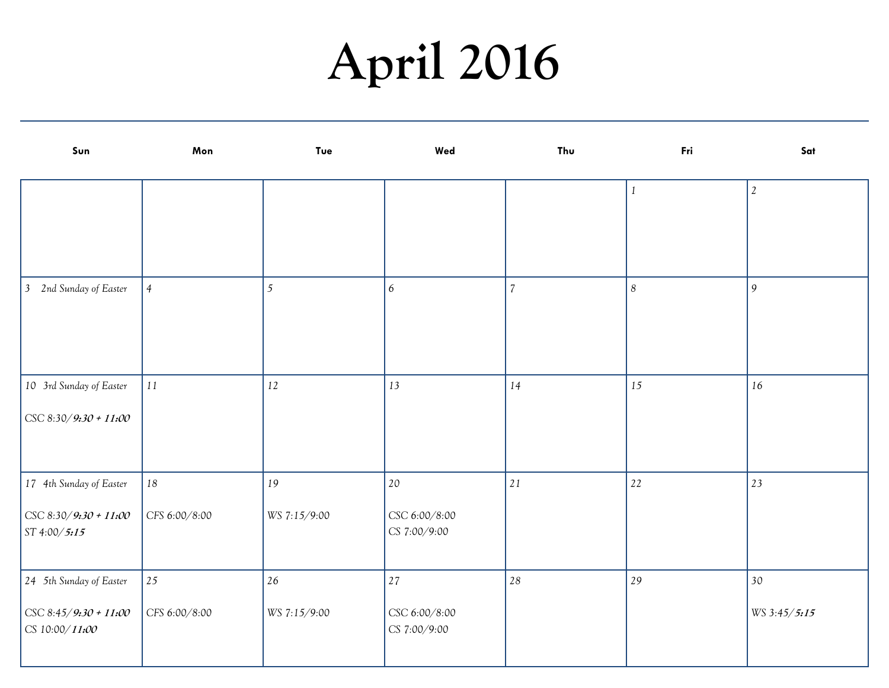# April 2016

| Sun | Mon | Tue | Wed | Thu | Fri | Sat |
|---|---|---|---|---|---|---|
| | | | | | *1* | *2* |
| *3 2nd Sunday of Easter* | *4* | *5* | *6* | *7* | *8* | *9* |
| *10 3rd Sunday of Easter*<br>CSC 8:30/***9:30 + 11:00*** | *11* | *12* | *13* | *14* | *15* | *16* |
| *17 4th Sunday of Easter*<br>CSC 8:30/***9:30 + 11:00***<br>ST 4:00/***5:15*** | *18*<br>CFS 6:00/8:00 | *19*<br>WS 7:15/9:00 | *20*<br>CSC 6:00/8:00<br>CS 7:00/9:00 | *21* | *22* | *23* |
| *24 5th Sunday of Easter*<br>CSC 8:45/***9:30 + 11:00***<br>CS 10:00/***11:00*** | *25*<br>CFS 6:00/8:00 | *26*<br>WS 7:15/9:00 | *27*<br>CSC 6:00/8:00<br>CS 7:00/9:00 | *28* | *29* | *30*<br>WS 3:45/***5:15*** |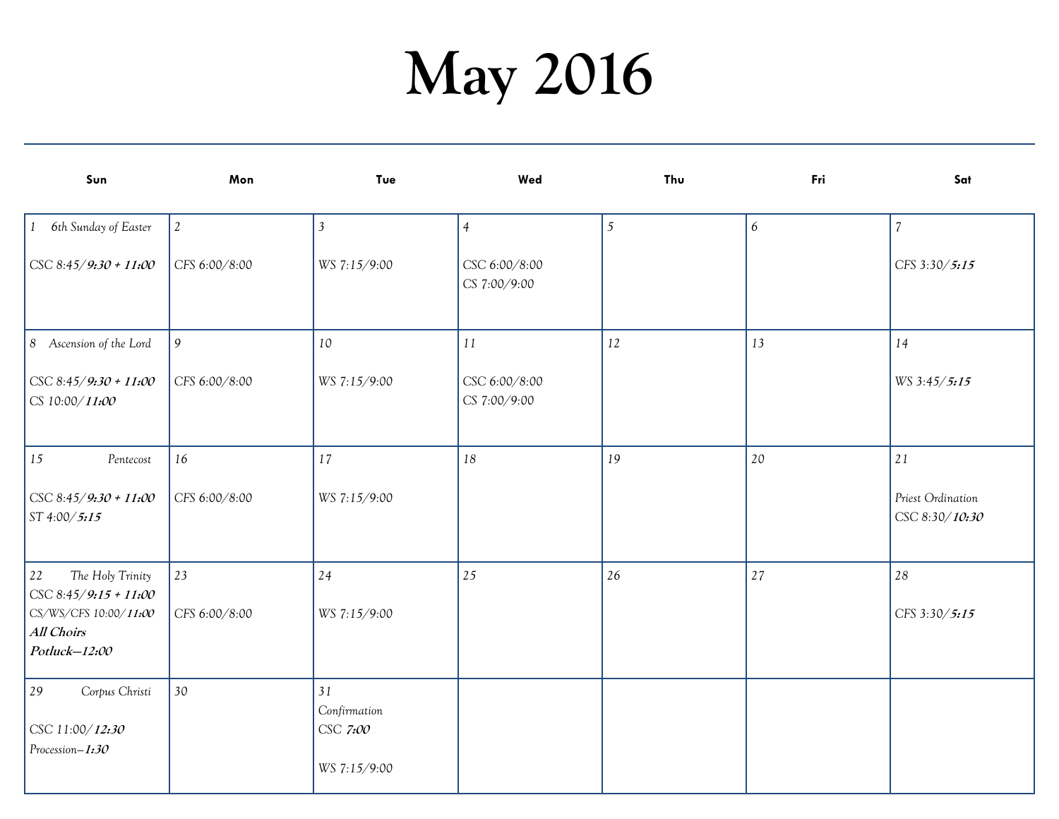# May 2016

| Sun | Mon | Tue | Wed | Thu | Fri | Sat |
|---|---|---|---|---|---|---|
| 1 *6th Sunday of Easter*<br><br>*CSC 8:45/**9:30 + 11:00*** | 2<br><br>*CFS 6:00/8:00* | 3<br><br>*WS 7:15/9:00* | 4<br><br>*CSC 6:00/8:00*<br>*CS 7:00/9:00* | 5 | 6 | 7<br><br>*CFS 3:30/**5:15*** |
| 8 *Ascension of the Lord*<br><br>*CSC 8:45/**9:30 + 11:00***<br>*CS 10:00/**11:00*** | 9<br><br>*CFS 6:00/8:00* | 10<br><br>*WS 7:15/9:00* | 11<br><br>*CSC 6:00/8:00*<br>*CS 7:00/9:00* | 12 | 13 | 14<br><br>*WS 3:45/**5:15*** |
| 15 *Pentecost*<br><br>*CSC 8:45/**9:30 + 11:00***<br>*ST 4:00/**5:15*** | 16<br><br>*CFS 6:00/8:00* | 17<br><br>*WS 7:15/9:00* | 18 | 19 | 20 | 21<br><br>*Priest Ordination*<br>*CSC 8:30/**10:30*** |
| 22 *The Holy Trinity*<br>*CSC 8:45/**9:15 + 11:00***<br>*CS/WS/CFS 10:00/**11:00***<br>***All Choirs***<br>***Potluck—12:00*** | 23<br><br>*CFS 6:00/8:00* | 24<br><br>*WS 7:15/9:00* | 25 | 26 | 27 | 28<br><br>*CFS 3:30/**5:15*** |
| 29 *Corpus Christi*<br><br>*CSC 11:00/**12:30***<br>*Procession—**1:30*** | 30 | 31<br>*Confirmation*<br>*CSC **7:00***<br><br>*WS 7:15/9:00* | | | | |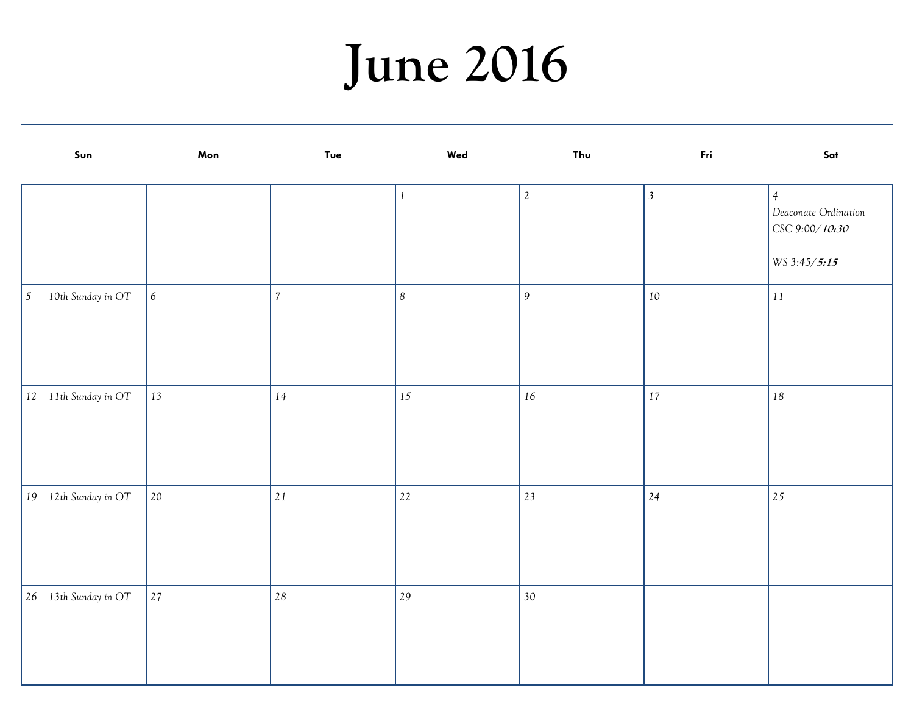# June 2016

| Sun | Mon | Tue | Wed | Thu | Fri | Sat |
|---|---|---|---|---|---|---|
| | | | *1* | *2* | *3* | *4* *Deaconate Ordination* *CSC 9:00/**10:30*** *WS 3:45/**5:15*** |
| *5* *10th Sunday in OT* | *6* | *7* | *8* | *9* | *10* | *11* |
| *12* *11th Sunday in OT* | *13* | *14* | *15* | *16* | *17* | *18* |
| *19* *12th Sunday in OT* | *20* | *21* | *22* | *23* | *24* | *25* |
| *26* *13th Sunday in OT* | *27* | *28* | *29* | *30* | | |